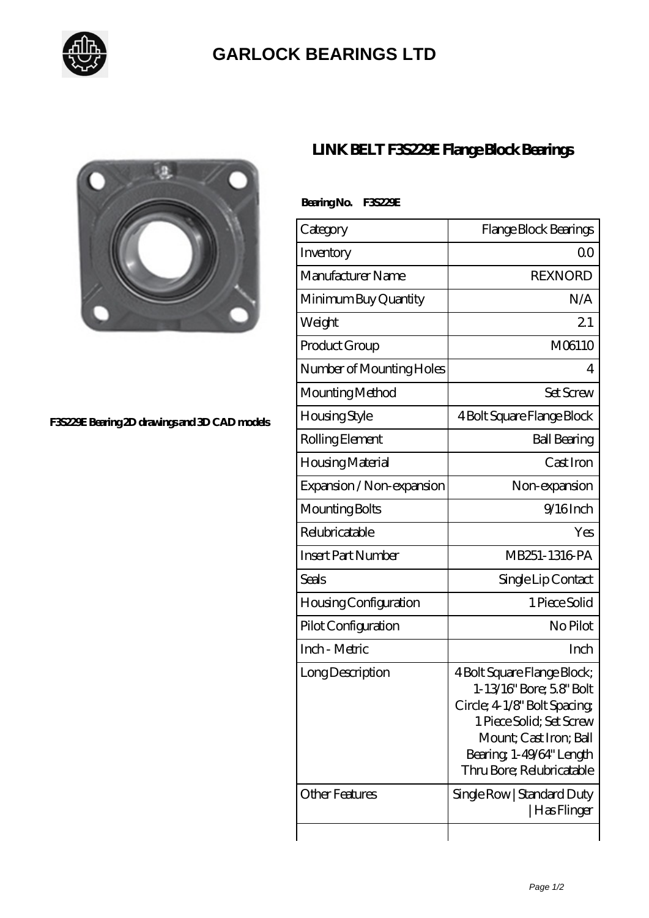# GARLOCK BEARINGS LTD

F3S229E Bearing 2D drawings and 3D CAD models

## LINK BELT F3S229E Flange Block Bearings

**Bearing No. F3S229E**

| Category | Flange Block Bearings |
|---|---|
| Inventory | 0.0 |
| Manufacturer Name | REXNORD |
| Minimum Buy Quantity | N/A |
| Weight | 2.1 |
| Product Group | M06110 |
| Number of Mounting Holes | 4 |
| Mounting Method | Set Screw |
| Housing Style | 4 Bolt Square Flange Block |
| Rolling Element | Ball Bearing |
| Housing Material | Cast Iron |
| Expansion / Non-expansion | Non-expansion |
| Mounting Bolts | 9/16 Inch |
| Relubricatable | Yes |
| Insert Part Number | MB251-1316-PA |
| Seals | Single Lip Contact |
| Housing Configuration | 1 Piece Solid |
| Pilot Configuration | No Pilot |
| Inch - Metric | Inch |
| Long Description | 4 Bolt Square Flange Block; 1-13/16" Bore; 5.8" Bolt Circle; 4-1/8" Bolt Spacing; 1 Piece Solid; Set Screw Mount; Cast Iron; Ball Bearing; 1-49/64" Length Thru Bore; Relubricatable |
| Other Features | Single Row \| Standard Duty \| Has Flinger |
| | |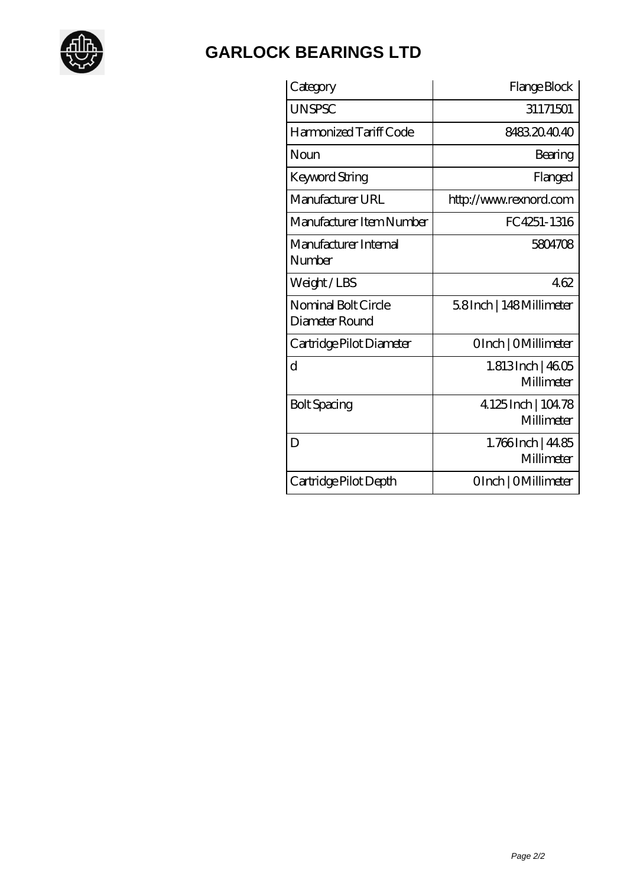# GARLOCK BEARINGS LTD

| | |
|---|---|
| Category | Flange Block |
| UNSPSC | 31171501 |
| Harmonized Tariff Code | 8483.20.40.40 |
| Noun | Bearing |
| Keyword String | Flanged |
| Manufacturer URL | http://www.rexnord.com |
| Manufacturer Item Number | FC4251-1316 |
| Manufacturer Internal Number | 5804708 |
| Weight / LBS | 4.62 |
| Nominal Bolt Circle Diameter Round | 5.8 Inch \| 148 Millimeter |
| Cartridge Pilot Diameter | 0 Inch \| 0 Millimeter |
| d | 1.813 Inch \| 46.05 Millimeter |
| Bolt Spacing | 4.125 Inch \| 104.78 Millimeter |
| D | 1.766 Inch \| 44.85 Millimeter |
| Cartridge Pilot Depth | 0 Inch \| 0 Millimeter |